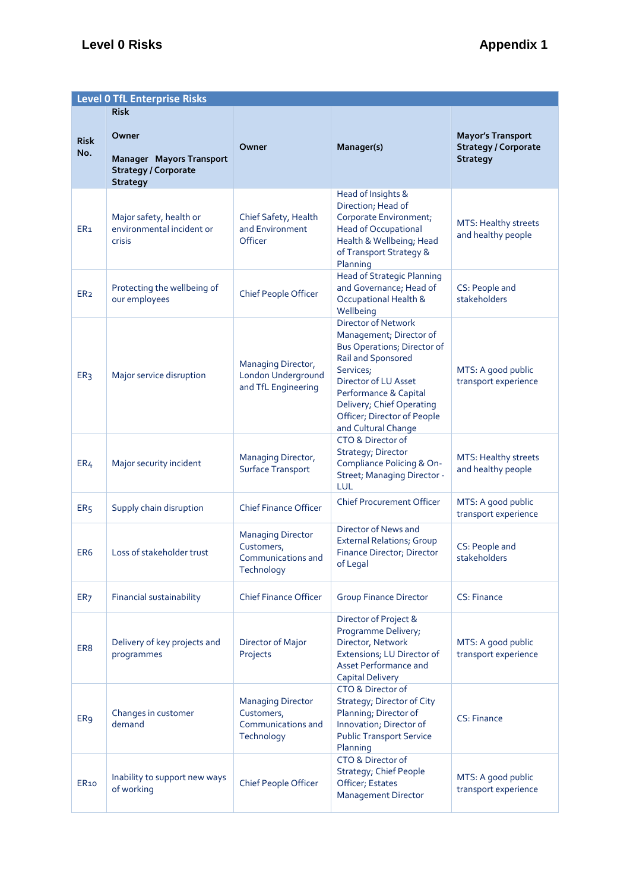## Level 0 Risks

## Appendix 1

| Level 0 TfL Enterprise Risks | | | | |
|---|---|---|---|---|
| Risk No. | Risk<br><br>Owner<br><br>Manager Mayors Transport Strategy / Corporate Strategy | Owner | Manager(s) | Mayor's Transport Strategy / Corporate Strategy |
| ER1 | Major safety, health or environmental incident or crisis | Chief Safety, Health and Environment Officer | Head of Insights & Direction; Head of Corporate Environment; Head of Occupational Health & Wellbeing; Head of Transport Strategy & Planning | MTS: Healthy streets and healthy people |
| ER2 | Protecting the wellbeing of our employees | Chief People Officer | Head of Strategic Planning and Governance; Head of Occupational Health & Wellbeing | CS: People and stakeholders |
| ER3 | Major service disruption | Managing Director, London Underground and TfL Engineering | Director of Network Management; Director of Bus Operations; Director of Rail and Sponsored Services; Director of LU Asset Performance & Capital Delivery; Chief Operating Officer; Director of People and Cultural Change | MTS: A good public transport experience |
| ER4 | Major security incident | Managing Director, Surface Transport | CTO & Director of Strategy; Director Compliance Policing & On-Street; Managing Director - LUL | MTS: Healthy streets and healthy people |
| ER5 | Supply chain disruption | Chief Finance Officer | Chief Procurement Officer | MTS: A good public transport experience |
| ER6 | Loss of stakeholder trust | Managing Director Customers, Communications and Technology | Director of News and External Relations; Group Finance Director; Director of Legal | CS: People and stakeholders |
| ER7 | Financial sustainability | Chief Finance Officer | Group Finance Director | CS: Finance |
| ER8 | Delivery of key projects and programmes | Director of Major Projects | Director of Project & Programme Delivery; Director, Network Extensions; LU Director of Asset Performance and Capital Delivery | MTS: A good public transport experience |
| ER9 | Changes in customer demand | Managing Director Customers, Communications and Technology | CTO & Director of Strategy; Director of City Planning; Director of Innovation; Director of Public Transport Service Planning | CS: Finance |
| ER10 | Inability to support new ways of working | Chief People Officer | CTO & Director of Strategy; Chief People Officer; Estates Management Director | MTS: A good public transport experience |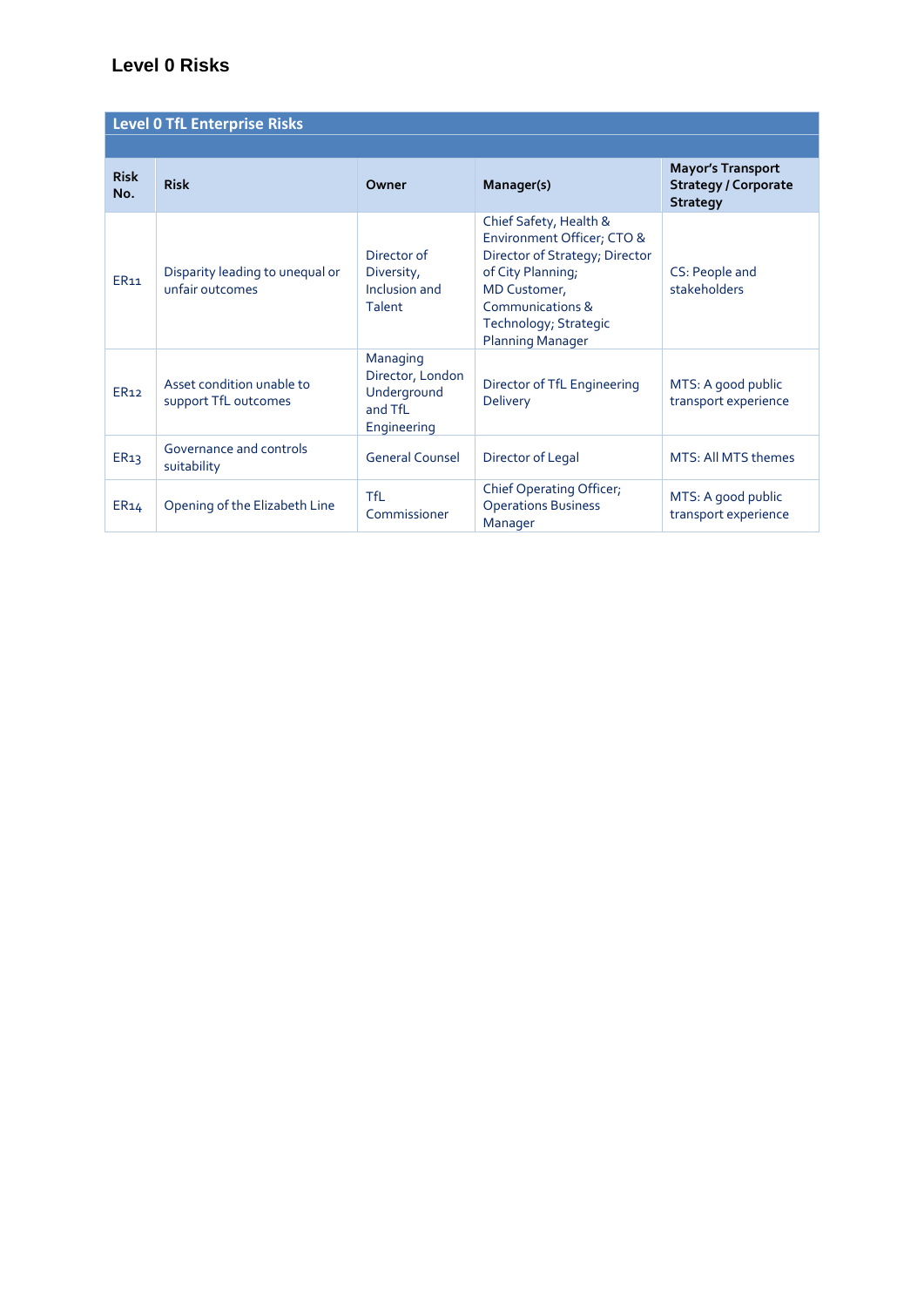## Level 0 Risks

| Level 0 TfL Enterprise Risks | | | | |
|---|---|---|---|---|
| **Risk No.** | **Risk** | **Owner** | **Manager(s)** | **Mayor's Transport Strategy / Corporate Strategy** |
| ER11 | Disparity leading to unequal or unfair outcomes | Director of Diversity, Inclusion and Talent | Chief Safety, Health & Environment Officer; CTO & Director of Strategy; Director of City Planning; MD Customer, Communications & Technology; Strategic Planning Manager | CS: People and stakeholders |
| ER12 | Asset condition unable to support TfL outcomes | Managing Director, London Underground and TfL Engineering | Director of TfL Engineering Delivery | MTS: A good public transport experience |
| ER13 | Governance and controls suitability | General Counsel | Director of Legal | MTS: All MTS themes |
| ER14 | Opening of the Elizabeth Line | TfL Commissioner | Chief Operating Officer; Operations Business Manager | MTS: A good public transport experience |